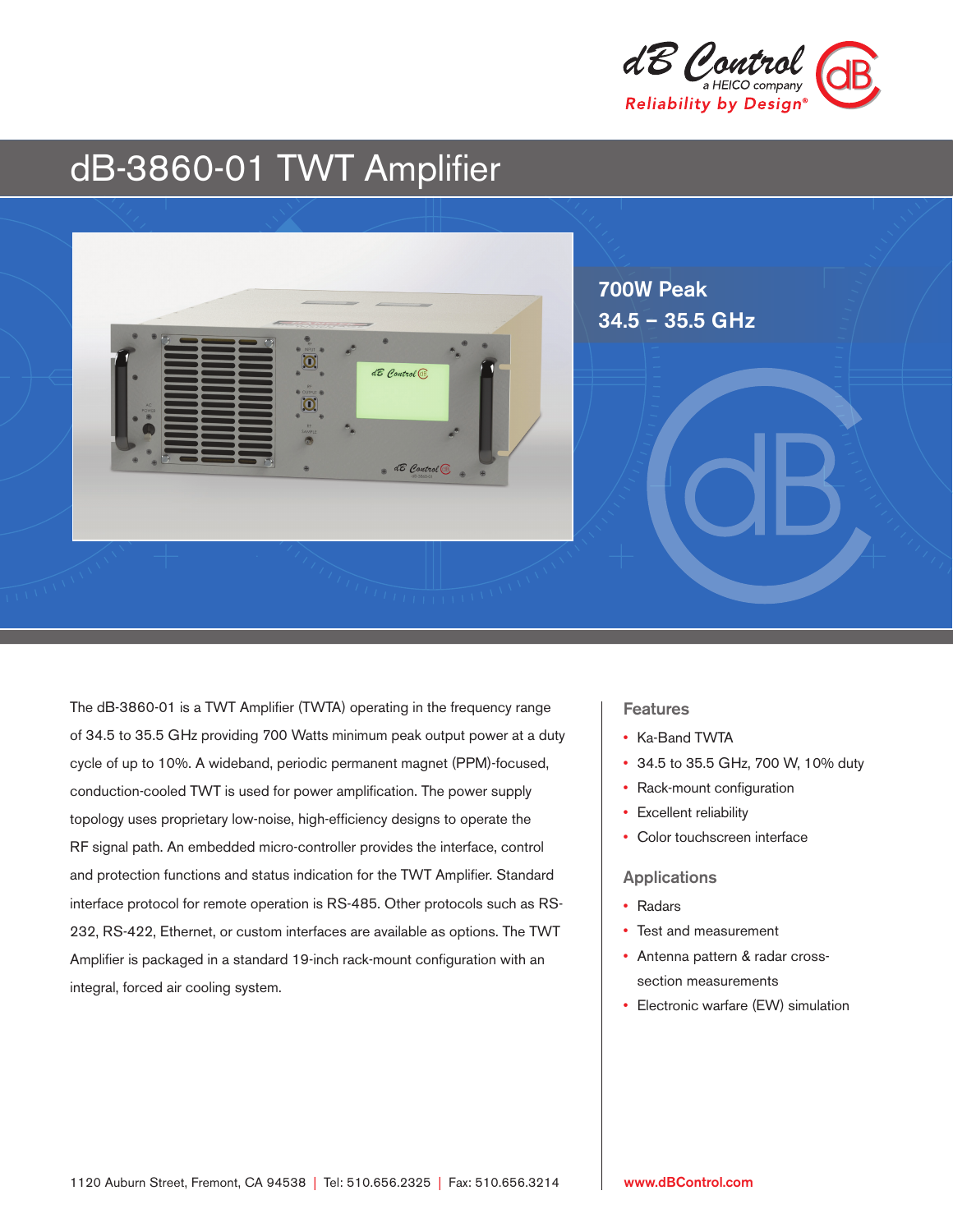dB Control
a HEICO company
Reliability by Design®

# dB-3860-01 TWT Amplifier

**700W Peak**
**34.5 – 35.5 GHz**

The dB-3860-01 is a TWT Amplifier (TWTA) operating in the frequency range of 34.5 to 35.5 GHz providing 700 Watts minimum peak output power at a duty cycle of up to 10%. A wideband, periodic permanent magnet (PPM)-focused, conduction-cooled TWT is used for power amplification. The power supply topology uses proprietary low-noise, high-efficiency designs to operate the RF signal path. An embedded micro-controller provides the interface, control and protection functions and status indication for the TWT Amplifier. Standard interface protocol for remote operation is RS-485. Other protocols such as RS-232, RS-422, Ethernet, or custom interfaces are available as options. The TWT Amplifier is packaged in a standard 19-inch rack-mount configuration with an integral, forced air cooling system.

## Features

- Ka-Band TWTA
- 34.5 to 35.5 GHz, 700 W, 10% duty
- Rack-mount configuration
- Excellent reliability
- Color touchscreen interface

## Applications

- Radars
- Test and measurement
- Antenna pattern & radar cross-section measurements
- Electronic warfare (EW) simulation

1120 Auburn Street, Fremont, CA 94538 | Tel: 510.656.2325 | Fax: 510.656.3214

www.dBControl.com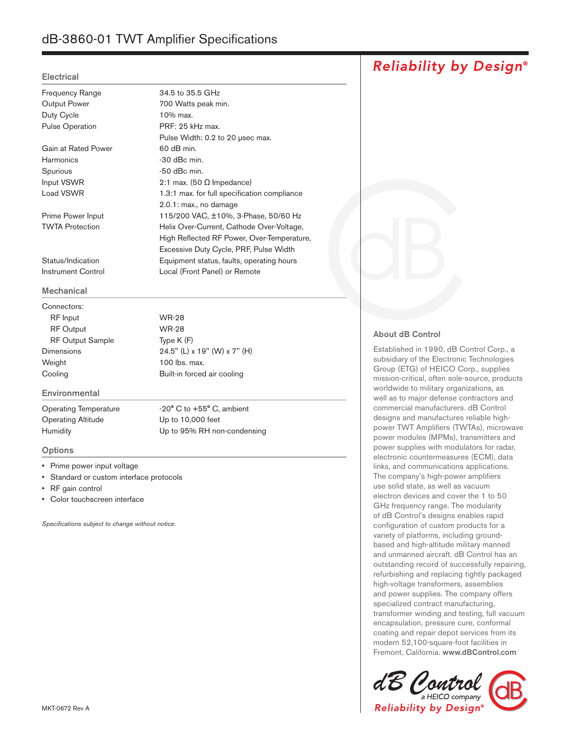# dB-3860-01 TWT Amplifier Specifications

## Electrical

| | |
|---|---|
| Frequency Range | 34.5 to 35.5 GHz |
| Output Power | 700 Watts peak min. |
| Duty Cycle | 10% max. |
| Pulse Operation | PRF: 25 kHz max.<br>Pulse Width: 0.2 to 20 μsec max. |
| Gain at Rated Power | 60 dB min. |
| Harmonics | -30 dBc min. |
| Spurious | -50 dBc min. |
| Input VSWR | 2:1 max. (50 Ω Impedance) |
| Load VSWR | 1.3:1 max. for full specification compliance<br>2.0.1: max., no damage |
| Prime Power Input | 115/200 VAC, ±10%, 3-Phase, 50/60 Hz |
| TWTA Protection | Helix Over-Current, Cathode Over-Voltage, High Reflected RF Power, Over-Temperature, Excessive Duty Cycle, PRF, Pulse Width |
| Status/Indication | Equipment status, faults, operating hours |
| Instrument Control | Local (Front Panel) or Remote |

## Mechanical

| | |
|---|---|
| Connectors: | |
| RF Input | WR-28 |
| RF Output | WR-28 |
| RF Output Sample | Type K (F) |
| Dimensions | 24.5" (L) x 19" (W) x 7" (H) |
| Weight | 100 lbs. max. |
| Cooling | Built-in forced air cooling |

## Environmental

| | |
|---|---|
| Operating Temperature | -20° C to +55° C, ambient |
| Operating Altitude | Up to 10,000 feet |
| Humidity | Up to 95% RH non-condensing |

## Options

- Prime power input voltage
- Standard or custom interface protocols
- RF gain control
- Color touchscreen interface

*Specifications subject to change without notice.*

MKT-0672 Rev A

**Reliability by Design®**

### About dB Control

Established in 1990, dB Control Corp., a subsidiary of the Electronic Technologies Group (ETG) of HEICO Corp., supplies mission-critical, often sole-source, products worldwide to military organizations, as well as to major defense contractors and commercial manufacturers. dB Control designs and manufactures reliable high-power TWT Amplifiers (TWTAs), microwave power modules (MPMs), transmitters and power supplies with modulators for radar, electronic countermeasures (ECM), data links, and communications applications. The company's high-power amplifiers use solid state, as well as vacuum electron devices and cover the 1 to 50 GHz frequency range. The modularity of dB Control's designs enables rapid configuration of custom products for a variety of platforms, including ground-based and high-altitude military manned and unmanned aircraft. dB Control has an outstanding record of successfully repairing, refurbishing and replacing tightly packaged high-voltage transformers, assemblies and power supplies. The company offers specialized contract manufacturing, transformer winding and testing, full vacuum encapsulation, pressure cure, conformal coating and repair depot services from its modern 52,100-square-foot facilities in Fremont, California. **www.dBControl.com**

dB Control
a HEICO company
Reliability by Design®